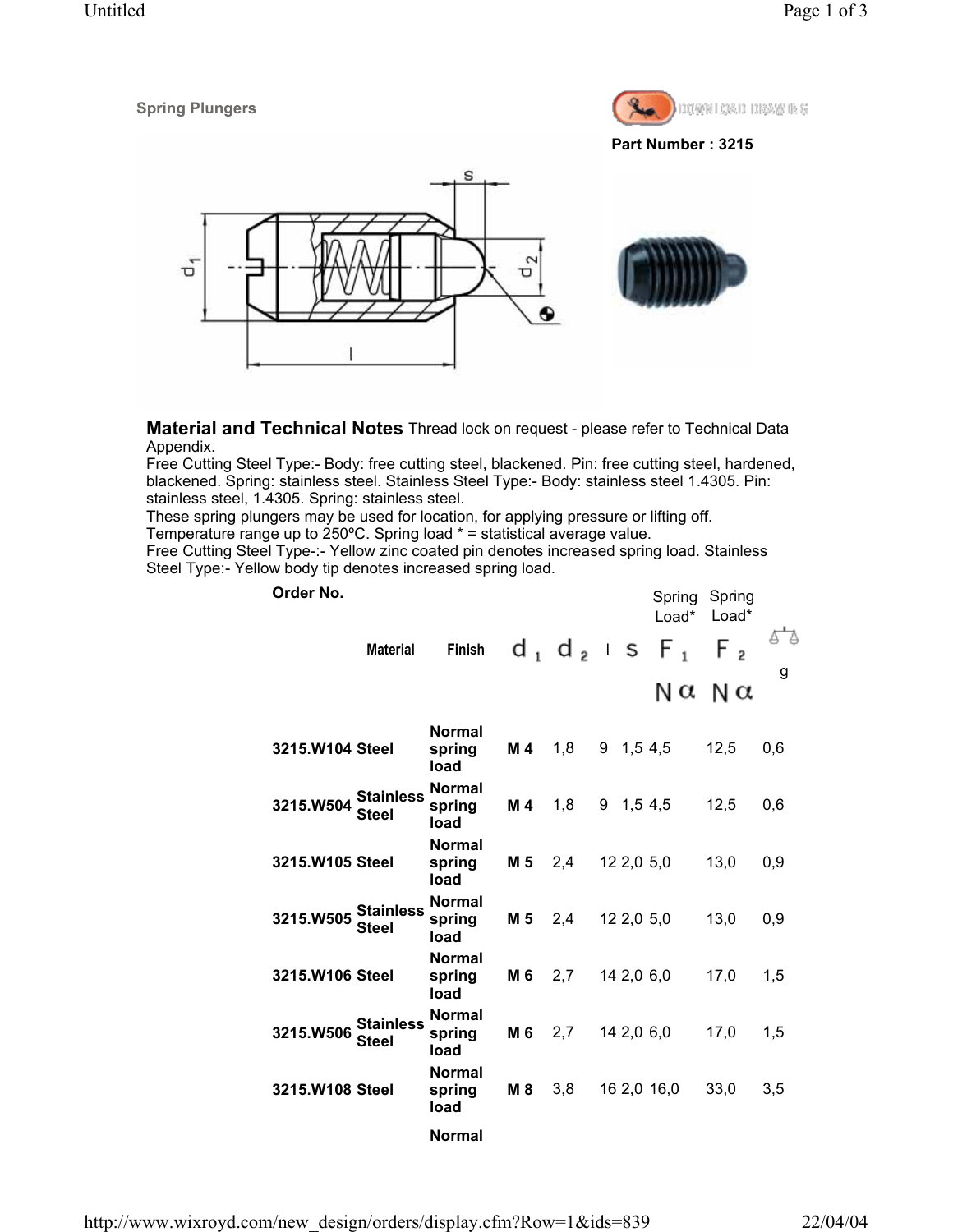Spring Plungers

Part Number : 3215

**Material and Technical Notes** Thread lock on request - please refer to Technical Data Appendix.
Free Cutting Steel Type:- Body: free cutting steel, blackened. Pin: free cutting steel, hardened, blackened. Spring: stainless steel. Stainless Steel Type:- Body: stainless steel 1.4305. Pin: stainless steel, 1.4305. Spring: stainless steel.
These spring plungers may be used for location, for applying pressure or lifting off.
Temperature range up to 250ºC. Spring load * = statistical average value.
Free Cutting Steel Type-:- Yellow zinc coated pin denotes increased spring load. Stainless Steel Type:- Yellow body tip denotes increased spring load.

| Order No. | Material | Finish | $d_1$ | $d_2$ | l | s | Spring Load* $F_1$ N | Spring Load* $F_2$ N | g |
|---|---|---|---|---|---|---|---|---|---|
| **3215.W104** | **Steel** | **Normal spring load** | **M 4** | 1,8 | 9 | 1,5 | 4,5 | 12,5 | 0,6 |
| **3215.W504** | **Stainless Steel** | **Normal spring load** | **M 4** | 1,8 | 9 | 1,5 | 4,5 | 12,5 | 0,6 |
| **3215.W105** | **Steel** | **Normal spring load** | **M 5** | 2,4 | 12 | 2,0 | 5,0 | 13,0 | 0,9 |
| **3215.W505** | **Stainless Steel** | **Normal spring load** | **M 5** | 2,4 | 12 | 2,0 | 5,0 | 13,0 | 0,9 |
| **3215.W106** | **Steel** | **Normal spring load** | **M 6** | 2,7 | 14 | 2,0 | 6,0 | 17,0 | 1,5 |
| **3215.W506** | **Stainless Steel** | **Normal spring load** | **M 6** | 2,7 | 14 | 2,0 | 6,0 | 17,0 | 1,5 |
| **3215.W108** | **Steel** | **Normal spring load** | **M 8** | 3,8 | 16 | 2,0 | 16,0 | 33,0 | 3,5 |
| | | **Normal** | | | | | | | |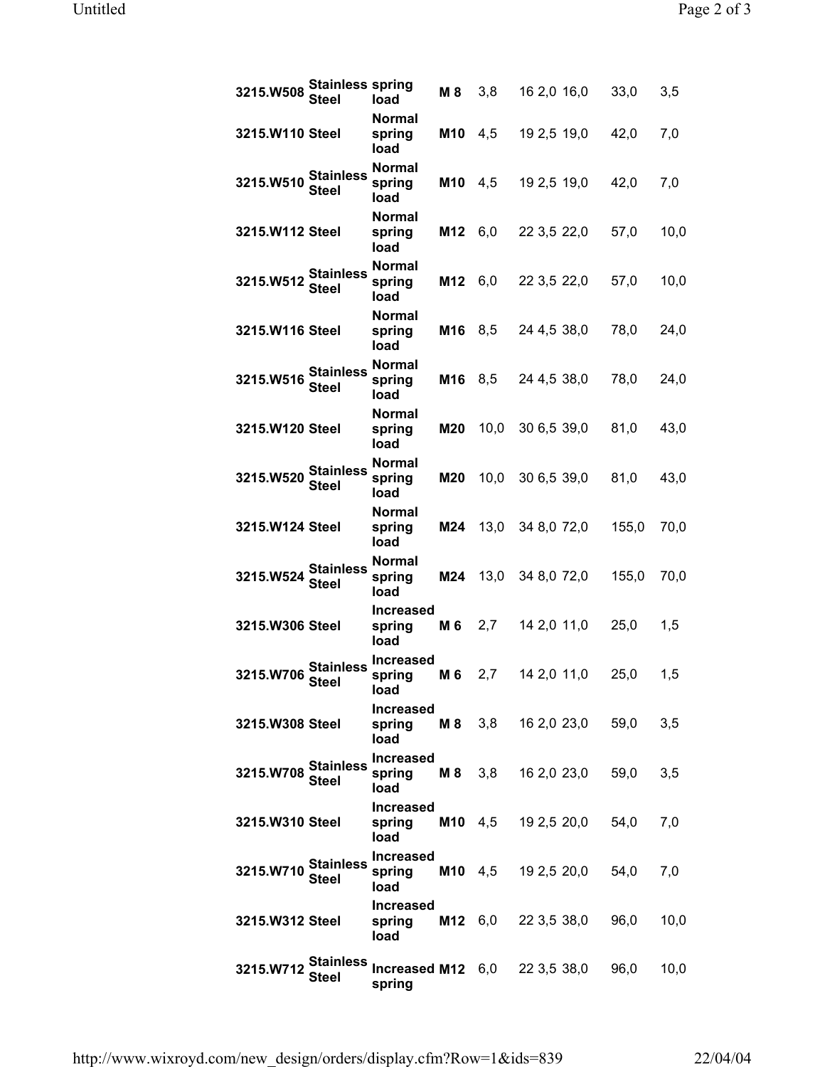| | | | | | | | | | |
|---|---|---|---|---|---|---|---|---|---|
| **3215.W508** | **Stainless Steel** | **spring load** | **M 8** | 3,8 | 16 | 2,0 | 16,0 | 33,0 | 3,5 |
| **3215.W110** | **Steel** | **Normal spring load** | **M10** | 4,5 | 19 | 2,5 | 19,0 | 42,0 | 7,0 |
| **3215.W510** | **Stainless Steel** | **Normal spring load** | **M10** | 4,5 | 19 | 2,5 | 19,0 | 42,0 | 7,0 |
| **3215.W112** | **Steel** | **Normal spring load** | **M12** | 6,0 | 22 | 3,5 | 22,0 | 57,0 | 10,0 |
| **3215.W512** | **Stainless Steel** | **Normal spring load** | **M12** | 6,0 | 22 | 3,5 | 22,0 | 57,0 | 10,0 |
| **3215.W116** | **Steel** | **Normal spring load** | **M16** | 8,5 | 24 | 4,5 | 38,0 | 78,0 | 24,0 |
| **3215.W516** | **Stainless Steel** | **Normal spring load** | **M16** | 8,5 | 24 | 4,5 | 38,0 | 78,0 | 24,0 |
| **3215.W120** | **Steel** | **Normal spring load** | **M20** | 10,0 | 30 | 6,5 | 39,0 | 81,0 | 43,0 |
| **3215.W520** | **Stainless Steel** | **Normal spring load** | **M20** | 10,0 | 30 | 6,5 | 39,0 | 81,0 | 43,0 |
| **3215.W124** | **Steel** | **Normal spring load** | **M24** | 13,0 | 34 | 8,0 | 72,0 | 155,0 | 70,0 |
| **3215.W524** | **Stainless Steel** | **Normal spring load** | **M24** | 13,0 | 34 | 8,0 | 72,0 | 155,0 | 70,0 |
| **3215.W306** | **Steel** | **Increased spring load** | **M 6** | 2,7 | 14 | 2,0 | 11,0 | 25,0 | 1,5 |
| **3215.W706** | **Stainless Steel** | **Increased spring load** | **M 6** | 2,7 | 14 | 2,0 | 11,0 | 25,0 | 1,5 |
| **3215.W308** | **Steel** | **Increased spring load** | **M 8** | 3,8 | 16 | 2,0 | 23,0 | 59,0 | 3,5 |
| **3215.W708** | **Stainless Steel** | **Increased spring load** | **M 8** | 3,8 | 16 | 2,0 | 23,0 | 59,0 | 3,5 |
| **3215.W310** | **Steel** | **Increased spring load** | **M10** | 4,5 | 19 | 2,5 | 20,0 | 54,0 | 7,0 |
| **3215.W710** | **Stainless Steel** | **Increased spring load** | **M10** | 4,5 | 19 | 2,5 | 20,0 | 54,0 | 7,0 |
| **3215.W312** | **Steel** | **Increased spring load** | **M12** | 6,0 | 22 | 3,5 | 38,0 | 96,0 | 10,0 |
| **3215.W712** | **Stainless Steel** | **Increased spring** | **M12** | 6,0 | 22 | 3,5 | 38,0 | 96,0 | 10,0 |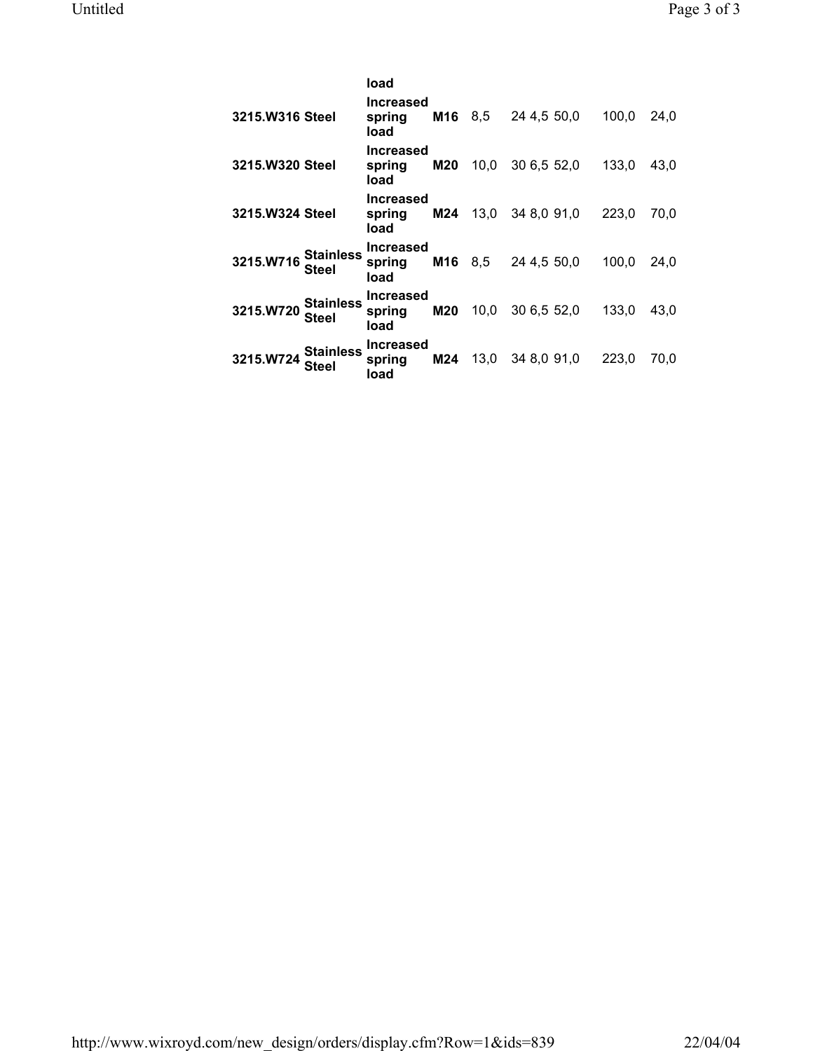| | | | | | | | | | | |
|---|---|---|---|---|---|---|---|---|---|---|
| | | **load** | | | | | | | | |
| **3215.W316** | **Steel** | **Increased spring load** | **M16** | 8,5 | 24 | 4,5 | 50,0 | 100,0 | 24,0 |
| **3215.W320** | **Steel** | **Increased spring load** | **M20** | 10,0 | 30 | 6,5 | 52,0 | 133,0 | 43,0 |
| **3215.W324** | **Steel** | **Increased spring load** | **M24** | 13,0 | 34 | 8,0 | 91,0 | 223,0 | 70,0 |
| **3215.W716** | **Stainless Steel** | **Increased spring load** | **M16** | 8,5 | 24 | 4,5 | 50,0 | 100,0 | 24,0 |
| **3215.W720** | **Stainless Steel** | **Increased spring load** | **M20** | 10,0 | 30 | 6,5 | 52,0 | 133,0 | 43,0 |
| **3215.W724** | **Stainless Steel** | **Increased spring load** | **M24** | 13,0 | 34 | 8,0 | 91,0 | 223,0 | 70,0 |